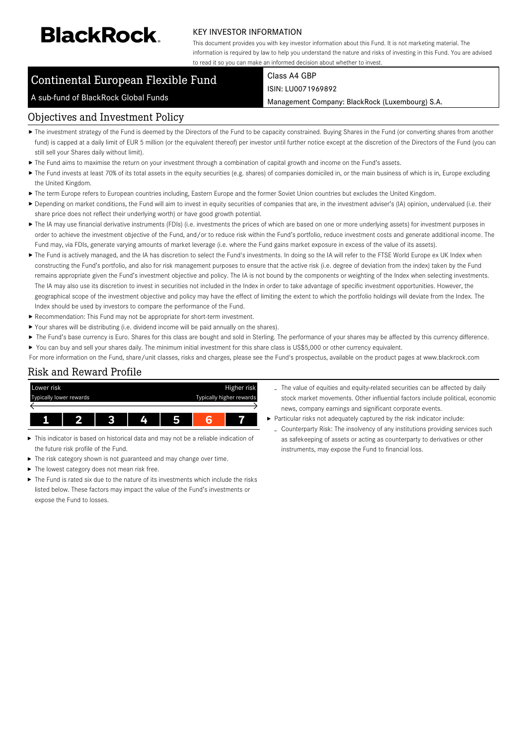BlackRock.

KEY INVESTOR INFORMATION

This document provides you with key investor information about this Fund. It is not marketing material. The information is required by law to help you understand the nature and risks of investing in this Fund. You are advised to read it so you can make an informed decision about whether to invest.

# Continental European Flexible Fund

A sub-fund of BlackRock Global Funds

Class A4 GBP

ISIN: LU0071969892

Management Company: BlackRock (Luxembourg) S.A.

## Objectives and Investment Policy

- The investment strategy of the Fund is deemed by the Directors of the Fund to be capacity constrained. Buying Shares in the Fund (or converting shares from another fund) is capped at a daily limit of EUR 5 million (or the equivalent thereof) per investor until further notice except at the discretion of the Directors of the Fund (you can still sell your Shares daily without limit).
- The Fund aims to maximise the return on your investment through a combination of capital growth and income on the Fund's assets.
- The Fund invests at least 70% of its total assets in the equity securities (e.g. shares) of companies domiciled in, or the main business of which is in, Europe excluding the United Kingdom.
- The term Europe refers to European countries including, Eastern Europe and the former Soviet Union countries but excludes the United Kingdom.
- Depending on market conditions, the Fund will aim to invest in equity securities of companies that are, in the investment adviser's (IA) opinion, undervalued (i.e. their share price does not reflect their underlying worth) or have good growth potential.
- The IA may use financial derivative instruments (FDIs) (i.e. investments the prices of which are based on one or more underlying assets) for investment purposes in order to achieve the investment objective of the Fund, and/or to reduce risk within the Fund's portfolio, reduce investment costs and generate additional income. The Fund may, via FDIs, generate varying amounts of market leverage (i.e. where the Fund gains market exposure in excess of the value of its assets).
- The Fund is actively managed, and the IA has discretion to select the Fund's investments. In doing so the IA will refer to the FTSE World Europe ex UK Index when constructing the Fund's portfolio, and also for risk management purposes to ensure that the active risk (i.e. degree of deviation from the index) taken by the Fund remains appropriate given the Fund's investment objective and policy. The IA is not bound by the components or weighting of the Index when selecting investments. The IA may also use its discretion to invest in securities not included in the Index in order to take advantage of specific investment opportunities. However, the geographical scope of the investment objective and policy may have the effect of limiting the extent to which the portfolio holdings will deviate from the Index. The Index should be used by investors to compare the performance of the Fund.
- Recommendation: This Fund may not be appropriate for short-term investment.
- Your shares will be distributing (i.e. dividend income will be paid annually on the shares).
- The Fund's base currency is Euro. Shares for this class are bought and sold in Sterling. The performance of your shares may be affected by this currency difference.
- You can buy and sell your shares daily. The minimum initial investment for this share class is US$5,000 or other currency equivalent.

For more information on the Fund, share/unit classes, risks and charges, please see the Fund's prospectus, available on the product pages at www.blackrock.com

## Risk and Reward Profile

| Lower risk | | | | | | Higher risk |
|---|---|---|---|---|---|---|
| Typically lower rewards | | | | | | Typically higher rewards |
| 1 | 2 | 3 | 4 | 5 | **6** | 7 |

- This indicator is based on historical data and may not be a reliable indication of the future risk profile of the Fund.
- The risk category shown is not guaranteed and may change over time.
- The lowest category does not mean risk free.
- The Fund is rated six due to the nature of its investments which include the risks listed below. These factors may impact the value of the Fund's investments or expose the Fund to losses.
  - The value of equities and equity-related securities can be affected by daily stock market movements. Other influential factors include political, economic news, company earnings and significant corporate events.
- Particular risks not adequately captured by the risk indicator include:
  - Counterparty Risk: The insolvency of any institutions providing services such as safekeeping of assets or acting as counterparty to derivatives or other instruments, may expose the Fund to financial loss.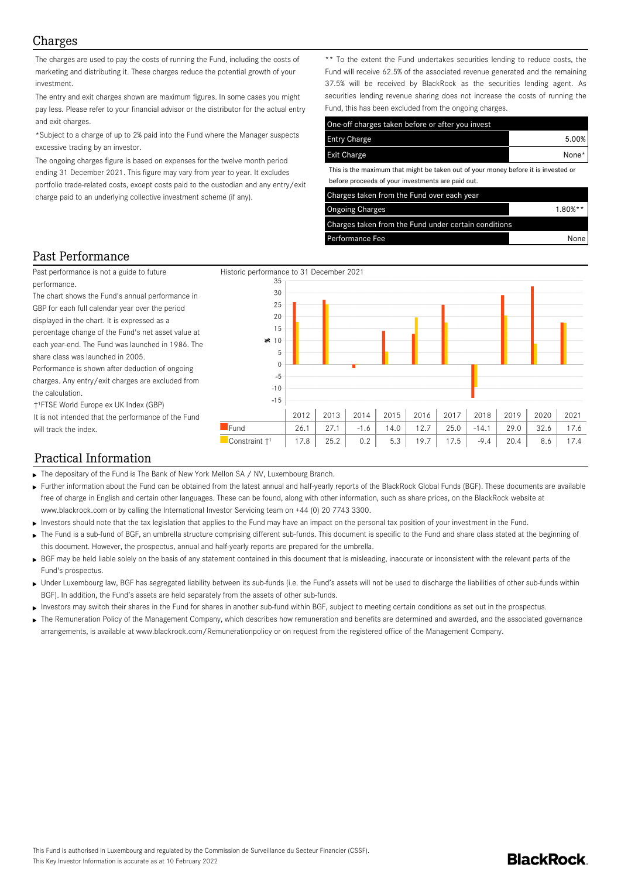## Charges

The charges are used to pay the costs of running the Fund, including the costs of marketing and distributing it. These charges reduce the potential growth of your investment.

The entry and exit charges shown are maximum figures. In some cases you might pay less. Please refer to your financial advisor or the distributor for the actual entry and exit charges.

*Subject to a charge of up to 2% paid into the Fund where the Manager suspects excessive trading by an investor.

The ongoing charges figure is based on expenses for the twelve month period ending 31 December 2021. This figure may vary from year to year. It excludes portfolio trade-related costs, except costs paid to the custodian and any entry/exit charge paid to an underlying collective investment scheme (if any).

** To the extent the Fund undertakes securities lending to reduce costs, the Fund will receive 62.5% of the associated revenue generated and the remaining 37.5% will be received by BlackRock as the securities lending agent. As securities lending revenue sharing does not increase the costs of running the Fund, this has been excluded from the ongoing charges.

| One-off charges taken before or after you invest | |
|---|---|
| Entry Charge | 5.00% |
| Exit Charge | None* |

This is the maximum that might be taken out of your money before it is invested or before proceeds of your investments are paid out.

| Charges taken from the Fund over each year | |
|---|---|
| Ongoing Charges | 1.80%** |

| Charges taken from the Fund under certain conditions | |
|---|---|
| Performance Fee | None |

## Past Performance

Past performance is not a guide to future performance.

The chart shows the Fund's annual performance in GBP for each full calendar year over the period displayed in the chart. It is expressed as a percentage change of the Fund's net asset value at each year-end. The Fund was launched in 1986. The share class was launched in 2005.

Performance is shown after deduction of ongoing charges. Any entry/exit charges are excluded from the calculation.

†[1]FTSE World Europe ex UK Index (GBP)

It is not intended that the performance of the Fund will track the index.

Historic performance to 31 December 2021

%

35
30
25
20
15
10
5
0
-5
-10
-15

2012 2013 2014 2015 2016 2017 2018 2019 2020 2021

Fund 26.1 27.1 -1.6 14.0 12.7 25.0 -14.1 29.0 32.6 17.6

Constraint †[1] 17.8 25.2 0.2 5.3 19.7 17.5 -9.4 20.4 8.6 17.4

## Practical Information

- The depositary of the Fund is The Bank of New York Mellon SA / NV, Luxembourg Branch.
- Further information about the Fund can be obtained from the latest annual and half-yearly reports of the BlackRock Global Funds (BGF). These documents are available free of charge in English and certain other languages. These can be found, along with other information, such as share prices, on the BlackRock website at www.blackrock.com or by calling the International Investor Servicing team on +44 (0) 20 7743 3300.
- Investors should note that the tax legislation that applies to the Fund may have an impact on the personal tax position of your investment in the Fund.
- The Fund is a sub-fund of BGF, an umbrella structure comprising different sub-funds. This document is specific to the Fund and share class stated at the beginning of this document. However, the prospectus, annual and half-yearly reports are prepared for the umbrella.
- BGF may be held liable solely on the basis of any statement contained in this document that is misleading, inaccurate or inconsistent with the relevant parts of the Fund's prospectus.
- Under Luxembourg law, BGF has segregated liability between its sub-funds (i.e. the Fund's assets will not be used to discharge the liabilities of other sub-funds within BGF). In addition, the Fund's assets are held separately from the assets of other sub-funds.
- Investors may switch their shares in the Fund for shares in another sub-fund within BGF, subject to meeting certain conditions as set out in the prospectus.
- The Remuneration Policy of the Management Company, which describes how remuneration and benefits are determined and awarded, and the associated governance arrangements, is available at www.blackrock.com/Remunerationpolicy or on request from the registered office of the Management Company.

This Fund is authorised in Luxembourg and regulated by the Commission de Surveillance du Secteur Financier (CSSF).
This Key Investor Information is accurate as at 10 February 2022

BlackRock.